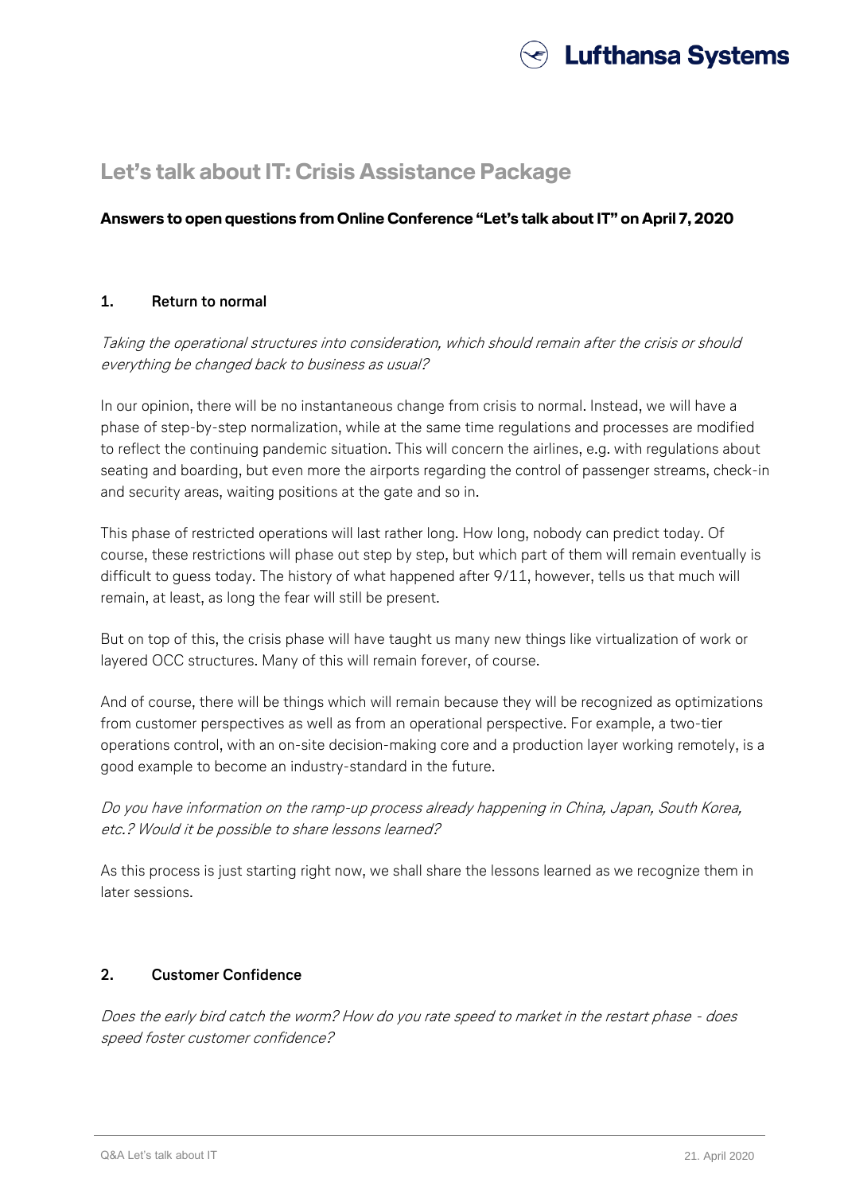# Let's talk about IT: Crisis Assistance Package

**Answers to open questions from Online Conference "Let's talk about IT" on April 7, 2020**

## 1. Return to normal

*Taking the operational structures into consideration, which should remain after the crisis or should everything be changed back to business as usual?*

In our opinion, there will be no instantaneous change from crisis to normal. Instead, we will have a phase of step-by-step normalization, while at the same time regulations and processes are modified to reflect the continuing pandemic situation. This will concern the airlines, e.g. with regulations about seating and boarding, but even more the airports regarding the control of passenger streams, check-in and security areas, waiting positions at the gate and so in.

This phase of restricted operations will last rather long. How long, nobody can predict today. Of course, these restrictions will phase out step by step, but which part of them will remain eventually is difficult to guess today. The history of what happened after 9/11, however, tells us that much will remain, at least, as long the fear will still be present.

But on top of this, the crisis phase will have taught us many new things like virtualization of work or layered OCC structures. Many of this will remain forever, of course.

And of course, there will be things which will remain because they will be recognized as optimizations from customer perspectives as well as from an operational perspective. For example, a two-tier operations control, with an on-site decision-making core and a production layer working remotely, is a good example to become an industry-standard in the future.

*Do you have information on the ramp-up process already happening in China, Japan, South Korea, etc.? Would it be possible to share lessons learned?*

As this process is just starting right now, we shall share the lessons learned as we recognize them in later sessions.

## 2. Customer Confidence

*Does the early bird catch the worm? How do you rate speed to market in the restart phase - does speed foster customer confidence?*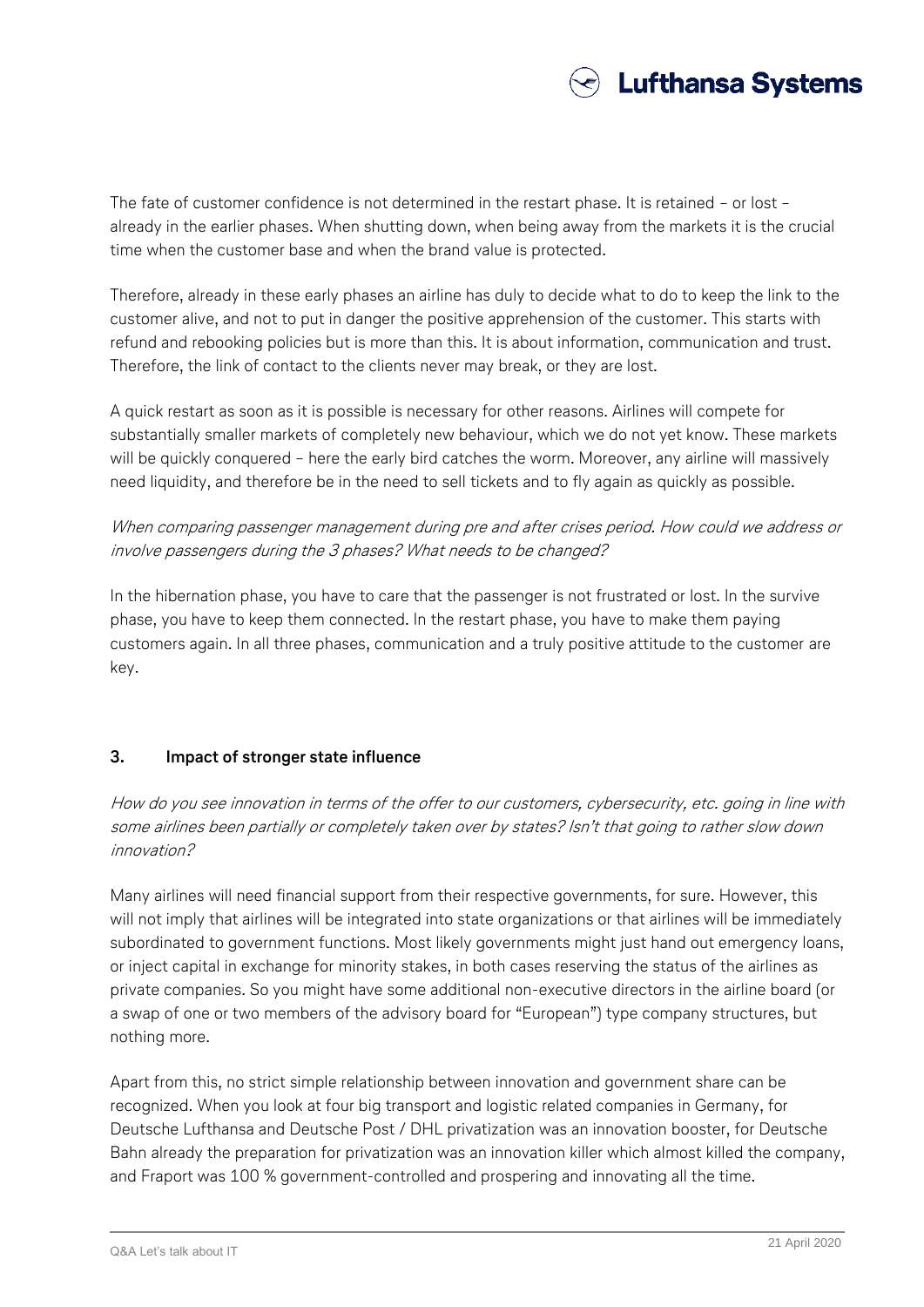The fate of customer confidence is not determined in the restart phase. It is retained – or lost – already in the earlier phases. When shutting down, when being away from the markets it is the crucial time when the customer base and when the brand value is protected.

Therefore, already in these early phases an airline has duly to decide what to do to keep the link to the customer alive, and not to put in danger the positive apprehension of the customer. This starts with refund and rebooking policies but is more than this. It is about information, communication and trust. Therefore, the link of contact to the clients never may break, or they are lost.

A quick restart as soon as it is possible is necessary for other reasons. Airlines will compete for substantially smaller markets of completely new behaviour, which we do not yet know. These markets will be quickly conquered – here the early bird catches the worm. Moreover, any airline will massively need liquidity, and therefore be in the need to sell tickets and to fly again as quickly as possible.

*When comparing passenger management during pre and after crises period. How could we address or involve passengers during the 3 phases? What needs to be changed?*

In the hibernation phase, you have to care that the passenger is not frustrated or lost. In the survive phase, you have to keep them connected. In the restart phase, you have to make them paying customers again. In all three phases, communication and a truly positive attitude to the customer are key.

## 3. Impact of stronger state influence

*How do you see innovation in terms of the offer to our customers, cybersecurity, etc. going in line with some airlines been partially or completely taken over by states? Isn't that going to rather slow down innovation?*

Many airlines will need financial support from their respective governments, for sure. However, this will not imply that airlines will be integrated into state organizations or that airlines will be immediately subordinated to government functions. Most likely governments might just hand out emergency loans, or inject capital in exchange for minority stakes, in both cases reserving the status of the airlines as private companies. So you might have some additional non-executive directors in the airline board (or a swap of one or two members of the advisory board for "European") type company structures, but nothing more.

Apart from this, no strict simple relationship between innovation and government share can be recognized. When you look at four big transport and logistic related companies in Germany, for Deutsche Lufthansa and Deutsche Post / DHL privatization was an innovation booster, for Deutsche Bahn already the preparation for privatization was an innovation killer which almost killed the company, and Fraport was 100 % government-controlled and prospering and innovating all the time.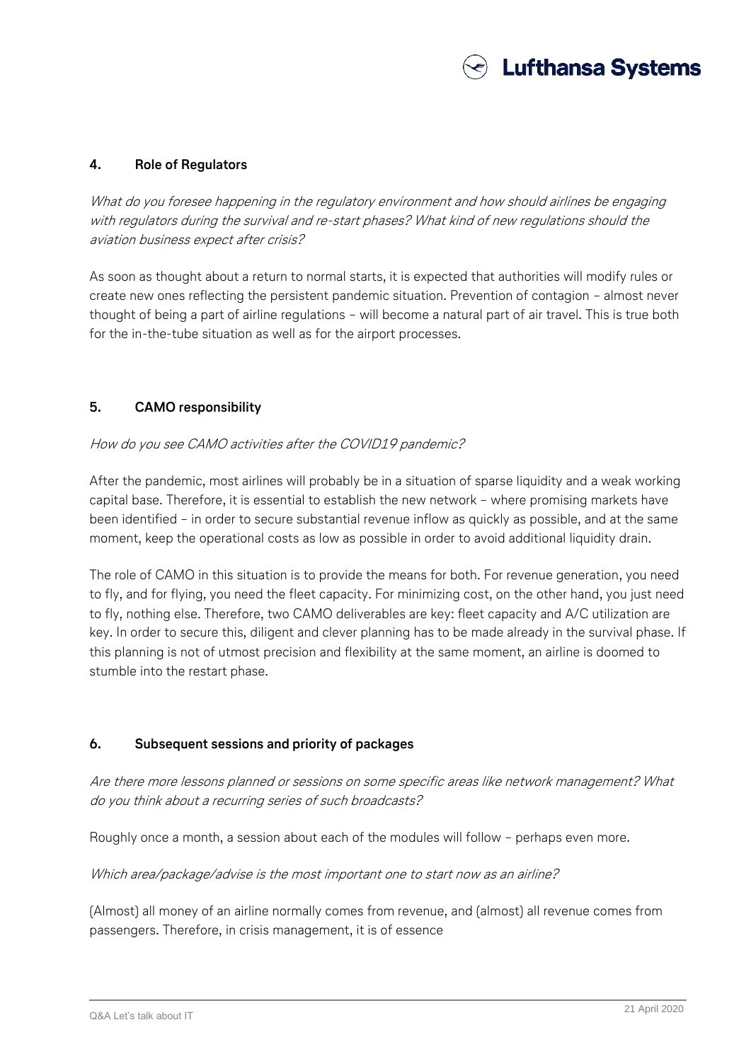## 4. Role of Regulators

*What do you foresee happening in the regulatory environment and how should airlines be engaging with regulators during the survival and re-start phases? What kind of new regulations should the aviation business expect after crisis?*

As soon as thought about a return to normal starts, it is expected that authorities will modify rules or create new ones reflecting the persistent pandemic situation. Prevention of contagion – almost never thought of being a part of airline regulations – will become a natural part of air travel. This is true both for the in-the-tube situation as well as for the airport processes.

## 5. CAMO responsibility

*How do you see CAMO activities after the COVID19 pandemic?*

After the pandemic, most airlines will probably be in a situation of sparse liquidity and a weak working capital base. Therefore, it is essential to establish the new network – where promising markets have been identified – in order to secure substantial revenue inflow as quickly as possible, and at the same moment, keep the operational costs as low as possible in order to avoid additional liquidity drain.

The role of CAMO in this situation is to provide the means for both. For revenue generation, you need to fly, and for flying, you need the fleet capacity. For minimizing cost, on the other hand, you just need to fly, nothing else. Therefore, two CAMO deliverables are key: fleet capacity and A/C utilization are key. In order to secure this, diligent and clever planning has to be made already in the survival phase. If this planning is not of utmost precision and flexibility at the same moment, an airline is doomed to stumble into the restart phase.

## 6. Subsequent sessions and priority of packages

*Are there more lessons planned or sessions on some specific areas like network management? What do you think about a recurring series of such broadcasts?*

Roughly once a month, a session about each of the modules will follow – perhaps even more.

*Which area/package/advise is the most important one to start now as an airline?*

(Almost) all money of an airline normally comes from revenue, and (almost) all revenue comes from passengers. Therefore, in crisis management, it is of essence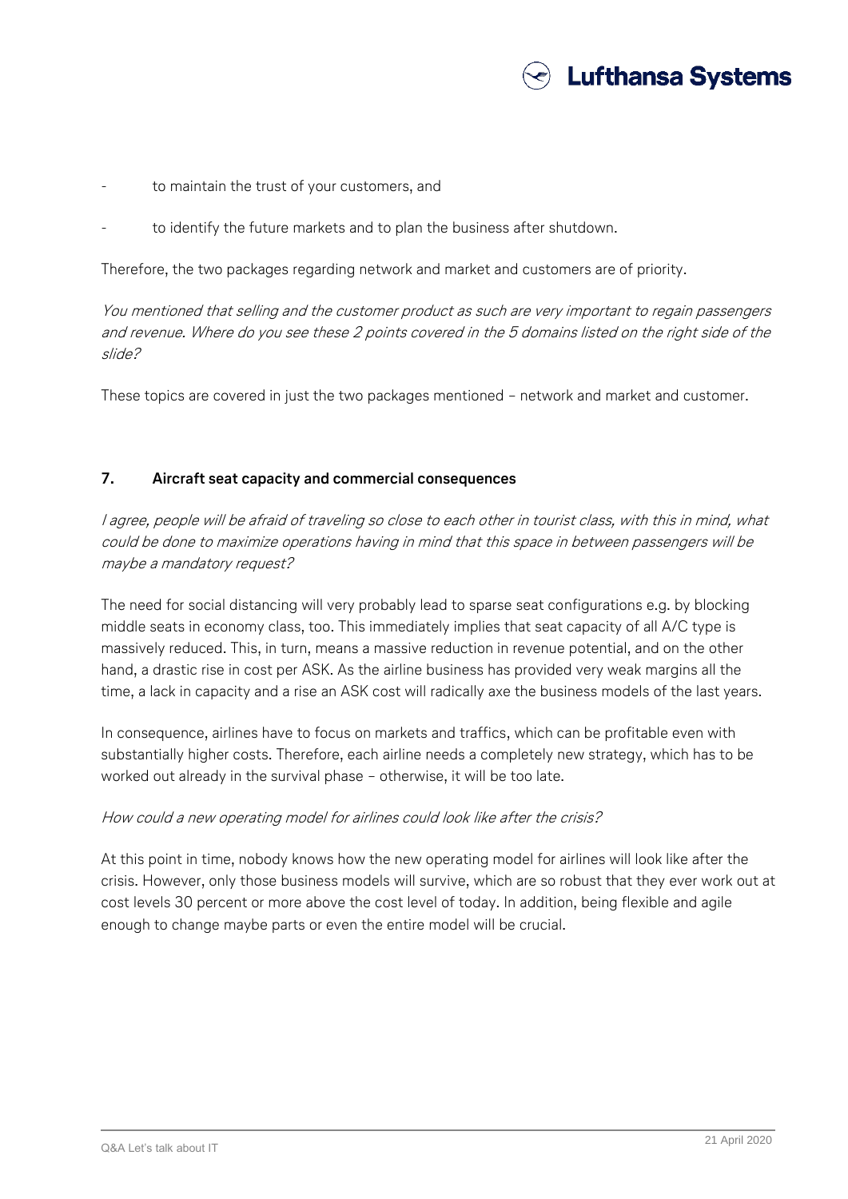- to maintain the trust of your customers, and
- to identify the future markets and to plan the business after shutdown.

Therefore, the two packages regarding network and market and customers are of priority.

*You mentioned that selling and the customer product as such are very important to regain passengers and revenue. Where do you see these 2 points covered in the 5 domains listed on the right side of the slide?*

These topics are covered in just the two packages mentioned – network and market and customer.

### 7. Aircraft seat capacity and commercial consequences

*I agree, people will be afraid of traveling so close to each other in tourist class, with this in mind, what could be done to maximize operations having in mind that this space in between passengers will be maybe a mandatory request?*

The need for social distancing will very probably lead to sparse seat configurations e.g. by blocking middle seats in economy class, too. This immediately implies that seat capacity of all A/C type is massively reduced. This, in turn, means a massive reduction in revenue potential, and on the other hand, a drastic rise in cost per ASK. As the airline business has provided very weak margins all the time, a lack in capacity and a rise an ASK cost will radically axe the business models of the last years.

In consequence, airlines have to focus on markets and traffics, which can be profitable even with substantially higher costs. Therefore, each airline needs a completely new strategy, which has to be worked out already in the survival phase – otherwise, it will be too late.

*How could a new operating model for airlines could look like after the crisis?*

At this point in time, nobody knows how the new operating model for airlines will look like after the crisis. However, only those business models will survive, which are so robust that they ever work out at cost levels 30 percent or more above the cost level of today. In addition, being flexible and agile enough to change maybe parts or even the entire model will be crucial.